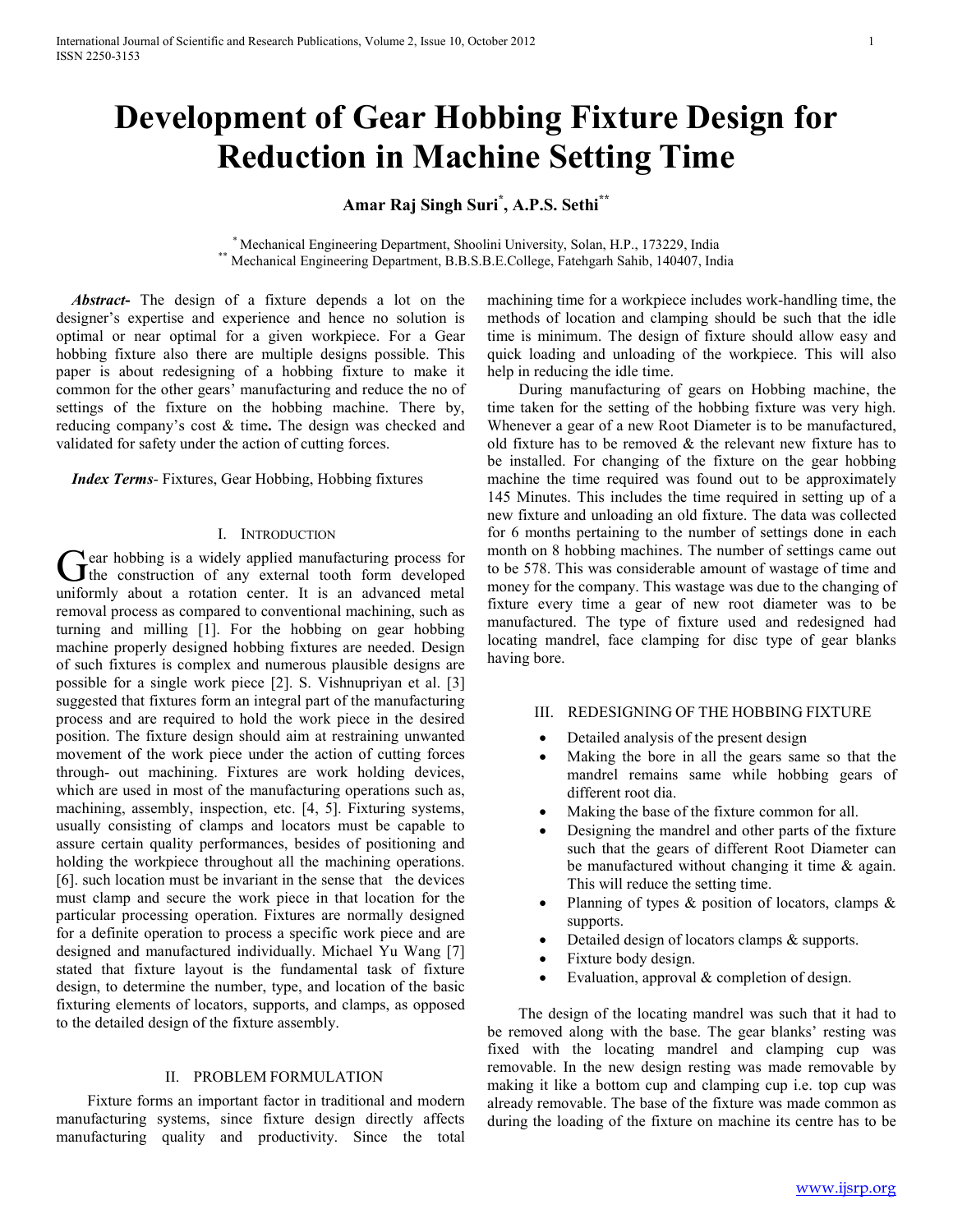# Development of Gear Hobbing Fixture Design for Reduction in Machine Setting Time

**Amar Raj Singh Suri[*], A.P.S. Sethi[**]**

[*] Mechanical Engineering Department, Shoolini University, Solan, H.P., 173229, India
[**] Mechanical Engineering Department, B.B.S.B.E.College, Fatehgarh Sahib, 140407, India

***Abstract-*** The design of a fixture depends a lot on the designer's expertise and experience and hence no solution is optimal or near optimal for a given workpiece. For a Gear hobbing fixture also there are multiple designs possible. This paper is about redesigning of a hobbing fixture to make it common for the other gears' manufacturing and reduce the no of settings of the fixture on the hobbing machine. There by, reducing company's cost & time**.** The design was checked and validated for safety under the action of cutting forces.

***Index Terms*-** Fixtures, Gear Hobbing, Hobbing fixtures

## I. Introduction

Gear hobbing is a widely applied manufacturing process for the construction of any external tooth form developed uniformly about a rotation center. It is an advanced metal removal process as compared to conventional machining, such as turning and milling [1]. For the hobbing on gear hobbing machine properly designed hobbing fixtures are needed. Design of such fixtures is complex and numerous plausible designs are possible for a single work piece [2]. S. Vishnupriyan et al. [3] suggested that fixtures form an integral part of the manufacturing process and are required to hold the work piece in the desired position. The fixture design should aim at restraining unwanted movement of the work piece under the action of cutting forces through- out machining. Fixtures are work holding devices, which are used in most of the manufacturing operations such as, machining, assembly, inspection, etc. [4, 5]. Fixturing systems, usually consisting of clamps and locators must be capable to assure certain quality performances, besides of positioning and holding the workpiece throughout all the machining operations. [6]. such location must be invariant in the sense that the devices must clamp and secure the work piece in that location for the particular processing operation. Fixtures are normally designed for a definite operation to process a specific work piece and are designed and manufactured individually. Michael Yu Wang [7] stated that fixture layout is the fundamental task of fixture design, to determine the number, type, and location of the basic fixturing elements of locators, supports, and clamps, as opposed to the detailed design of the fixture assembly.

## II. Problem Formulation

Fixture forms an important factor in traditional and modern manufacturing systems, since fixture design directly affects manufacturing quality and productivity. Since the total machining time for a workpiece includes work-handling time, the methods of location and clamping should be such that the idle time is minimum. The design of fixture should allow easy and quick loading and unloading of the workpiece. This will also help in reducing the idle time.

During manufacturing of gears on Hobbing machine, the time taken for the setting of the hobbing fixture was very high. Whenever a gear of a new Root Diameter is to be manufactured, old fixture has to be removed & the relevant new fixture has to be installed. For changing of the fixture on the gear hobbing machine the time required was found out to be approximately 145 Minutes. This includes the time required in setting up of a new fixture and unloading an old fixture. The data was collected for 6 months pertaining to the number of settings done in each month on 8 hobbing machines. The number of settings came out to be 578. This was considerable amount of wastage of time and money for the company. This wastage was due to the changing of fixture every time a gear of new root diameter was to be manufactured. The type of fixture used and redesigned had locating mandrel, face clamping for disc type of gear blanks having bore.

## III. Redesigning of the Hobbing Fixture

- Detailed analysis of the present design
- Making the bore in all the gears same so that the mandrel remains same while hobbing gears of different root dia.
- Making the base of the fixture common for all.
- Designing the mandrel and other parts of the fixture such that the gears of different Root Diameter can be manufactured without changing it time & again. This will reduce the setting time.
- Planning of types & position of locators, clamps & supports.
- Detailed design of locators clamps & supports.
- Fixture body design.
- Evaluation, approval & completion of design.

The design of the locating mandrel was such that it had to be removed along with the base. The gear blanks' resting was fixed with the locating mandrel and clamping cup was removable. In the new design resting was made removable by making it like a bottom cup and clamping cup i.e. top cup was already removable. The base of the fixture was made common as during the loading of the fixture on machine its centre has to be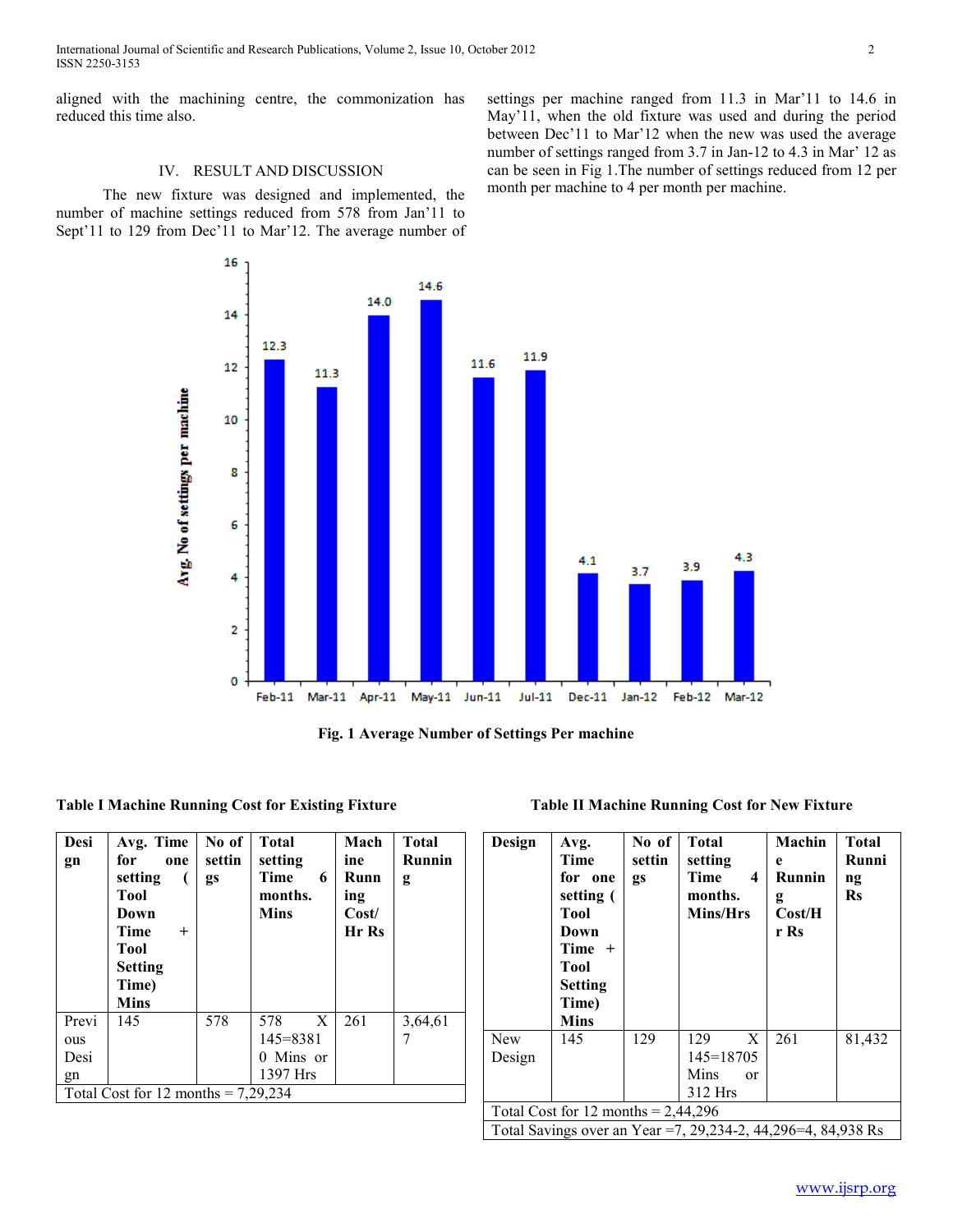aligned with the machining centre, the commonization has reduced this time also.

## IV. RESULT AND DISCUSSION

The new fixture was designed and implemented, the number of machine settings reduced from 578 from Jan'11 to Sept'11 to 129 from Dec'11 to Mar'12. The average number of settings per machine ranged from 11.3 in Mar'11 to 14.6 in May'11, when the old fixture was used and during the period between Dec'11 to Mar'12 when the new was used the average number of settings ranged from 3.7 in Jan-12 to 4.3 in Mar' 12 as can be seen in Fig 1.The number of settings reduced from 12 per month per machine to 4 per month per machine.

Fig. 1 Average Number of Settings Per machine

**Table I Machine Running Cost for Existing Fixture**

| Design | Avg. Time for one setting ( Tool Down Time + Tool Setting Time) Mins | No of settings | Total setting Time 6 months. Mins | Machine Running Cost/ Hr Rs | Total Running |
|---|---|---|---|---|---|
| Previous Design | 145 | 578 | 578 X 145=83810 Mins or 1397 Hrs | 261 | 3,64,617 |
| Total Cost for 12 months = 7,29,234 | | | | | |

**Table II Machine Running Cost for New Fixture**

| Design | Avg. Time for one setting ( Tool Down Time + Tool Setting Time) Mins | No of settings | Total setting Time 4 months. Mins/Hrs | Machine Running Cost/Hr Rs | Total Running Rs |
|---|---|---|---|---|---|
| New Design | 145 | 129 | 129 X 145=18705 Mins or 312 Hrs | 261 | 81,432 |
| Total Cost for 12 months = 2,44,296 | | | | | |
| Total Savings over an Year =7, 29,234-2, 44,296=4, 84,938 Rs | | | | | |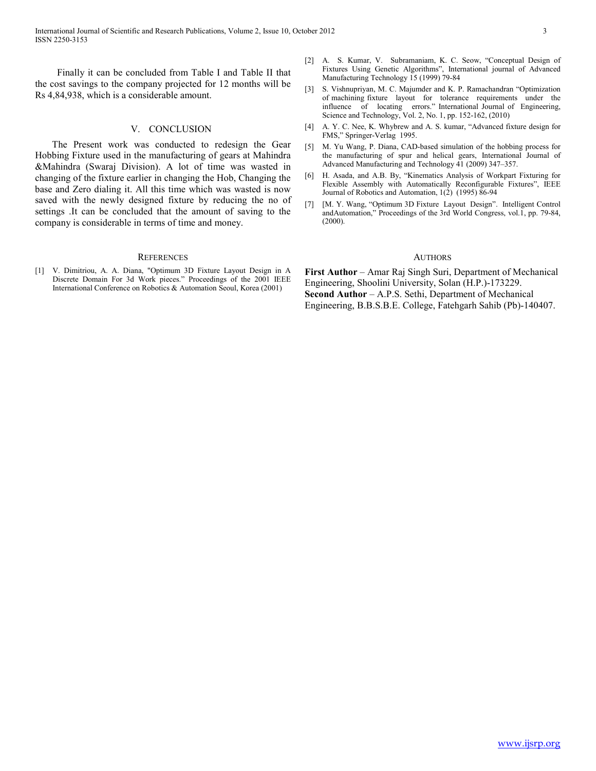Finally it can be concluded from Table I and Table II that the cost savings to the company projected for 12 months will be Rs 4,84,938, which is a considerable amount.

## V. CONCLUSION

The Present work was conducted to redesign the Gear Hobbing Fixture used in the manufacturing of gears at Mahindra &Mahindra (Swaraj Division). A lot of time was wasted in changing of the fixture earlier in changing the Hob, Changing the base and Zero dialing it. All this time which was wasted is now saved with the newly designed fixture by reducing the no of settings .It can be concluded that the amount of saving to the company is considerable in terms of time and money.

## REFERENCES

[1] V. Dimitriou, A. A. Diana, "Optimum 3D Fixture Layout Design in A Discrete Domain For 3d Work pieces." Proceedings of the 2001 IEEE International Conference on Robotics & Automation Seoul, Korea (2001)

[2] A. S. Kumar, V. Subramaniam, K. C. Seow, "Conceptual Design of Fixtures Using Genetic Algorithms", International journal of Advanced Manufacturing Technology 15 (1999) 79-84

[3] S. Vishnupriyan, M. C. Majumder and K. P. Ramachandran "Optimization of machining fixture layout for tolerance requirements under the influence of locating errors." International Journal of Engineering, Science and Technology, Vol. 2, No. 1, pp. 152-162, (2010)

[4] A. Y. C. Nee, K. Whybrew and A. S. kumar, "Advanced fixture design for FMS," Springer-Verlag 1995.

[5] M. Yu Wang, P. Diana, CAD-based simulation of the hobbing process for the manufacturing of spur and helical gears, International Journal of Advanced Manufacturing and Technology 41 (2009) 347–357.

[6] H. Asada, and A.B. By, "Kinematics Analysis of Workpart Fixturing for Flexible Assembly with Automatically Reconfigurable Fixtures", IEEE Journal of Robotics and Automation, 1(2) (1995) 86-94

[7] [M. Y. Wang, "Optimum 3D Fixture Layout Design". Intelligent Control andAutomation," Proceedings of the 3rd World Congress, vol.1, pp. 79-84, (2000).

## AUTHORS

**First Author** – Amar Raj Singh Suri, Department of Mechanical Engineering, Shoolini University, Solan (H.P.)-173229.
**Second Author** – A.P.S. Sethi, Department of Mechanical Engineering, B.B.S.B.E. College, Fatehgarh Sahib (Pb)-140407.